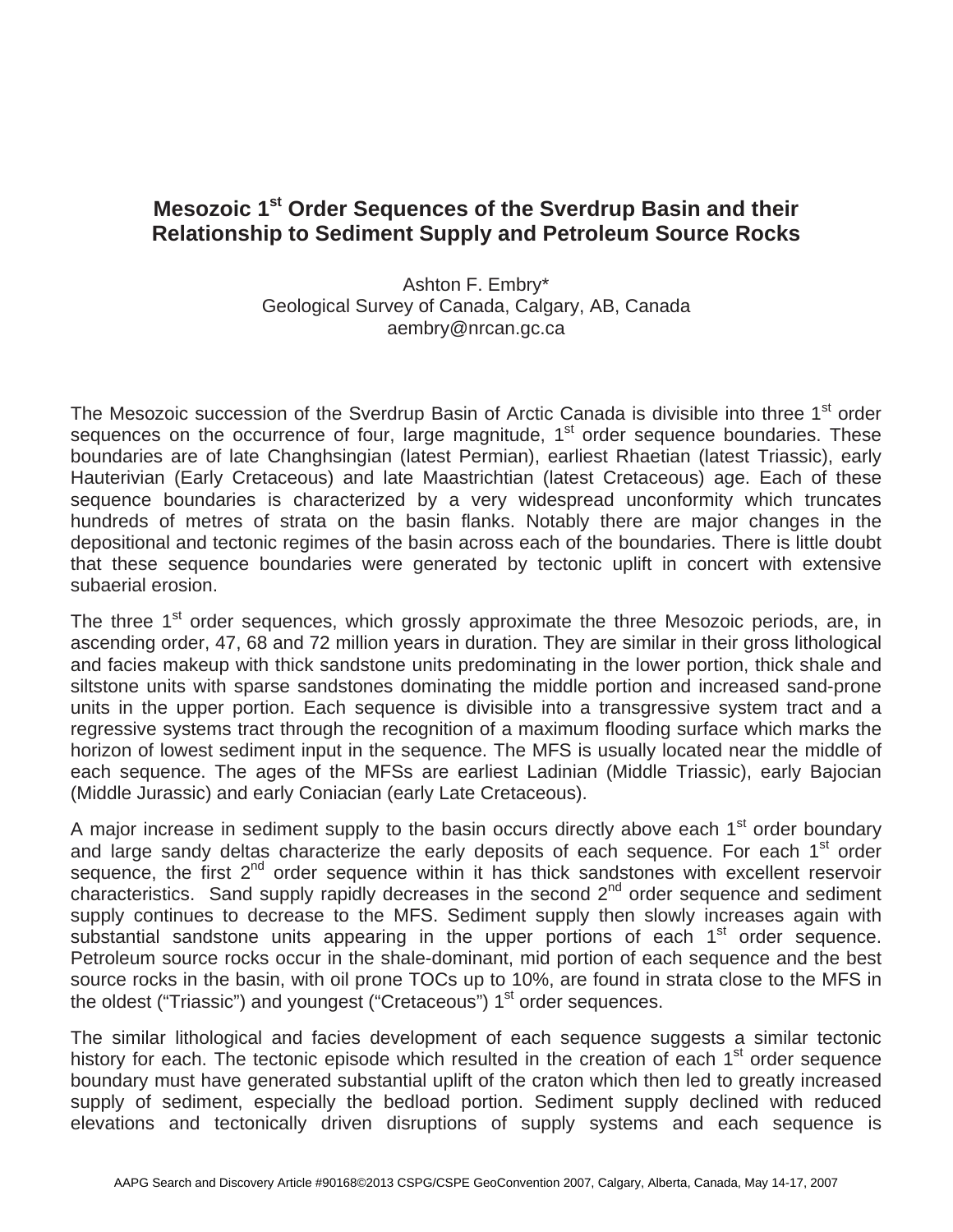# Mesozoic 1st Order Sequences of the Sverdrup Basin and their Relationship to Sediment Supply and Petroleum Source Rocks

Ashton F. Embry*
Geological Survey of Canada, Calgary, AB, Canada
aembry@nrcan.gc.ca

The Mesozoic succession of the Sverdrup Basin of Arctic Canada is divisible into three 1st order sequences on the occurrence of four, large magnitude, 1st order sequence boundaries. These boundaries are of late Changhsingian (latest Permian), earliest Rhaetian (latest Triassic), early Hauterivian (Early Cretaceous) and late Maastrichtian (latest Cretaceous) age. Each of these sequence boundaries is characterized by a very widespread unconformity which truncates hundreds of metres of strata on the basin flanks. Notably there are major changes in the depositional and tectonic regimes of the basin across each of the boundaries. There is little doubt that these sequence boundaries were generated by tectonic uplift in concert with extensive subaerial erosion.

The three 1st order sequences, which grossly approximate the three Mesozoic periods, are, in ascending order, 47, 68 and 72 million years in duration. They are similar in their gross lithological and facies makeup with thick sandstone units predominating in the lower portion, thick shale and siltstone units with sparse sandstones dominating the middle portion and increased sand-prone units in the upper portion. Each sequence is divisible into a transgressive system tract and a regressive systems tract through the recognition of a maximum flooding surface which marks the horizon of lowest sediment input in the sequence. The MFS is usually located near the middle of each sequence. The ages of the MFSs are earliest Ladinian (Middle Triassic), early Bajocian (Middle Jurassic) and early Coniacian (early Late Cretaceous).

A major increase in sediment supply to the basin occurs directly above each 1st order boundary and large sandy deltas characterize the early deposits of each sequence. For each 1st order sequence, the first 2nd order sequence within it has thick sandstones with excellent reservoir characteristics. Sand supply rapidly decreases in the second 2nd order sequence and sediment supply continues to decrease to the MFS. Sediment supply then slowly increases again with substantial sandstone units appearing in the upper portions of each 1st order sequence. Petroleum source rocks occur in the shale-dominant, mid portion of each sequence and the best source rocks in the basin, with oil prone TOCs up to 10%, are found in strata close to the MFS in the oldest ("Triassic") and youngest ("Cretaceous") 1st order sequences.

The similar lithological and facies development of each sequence suggests a similar tectonic history for each. The tectonic episode which resulted in the creation of each 1st order sequence boundary must have generated substantial uplift of the craton which then led to greatly increased supply of sediment, especially the bedload portion. Sediment supply declined with reduced elevations and tectonically driven disruptions of supply systems and each sequence is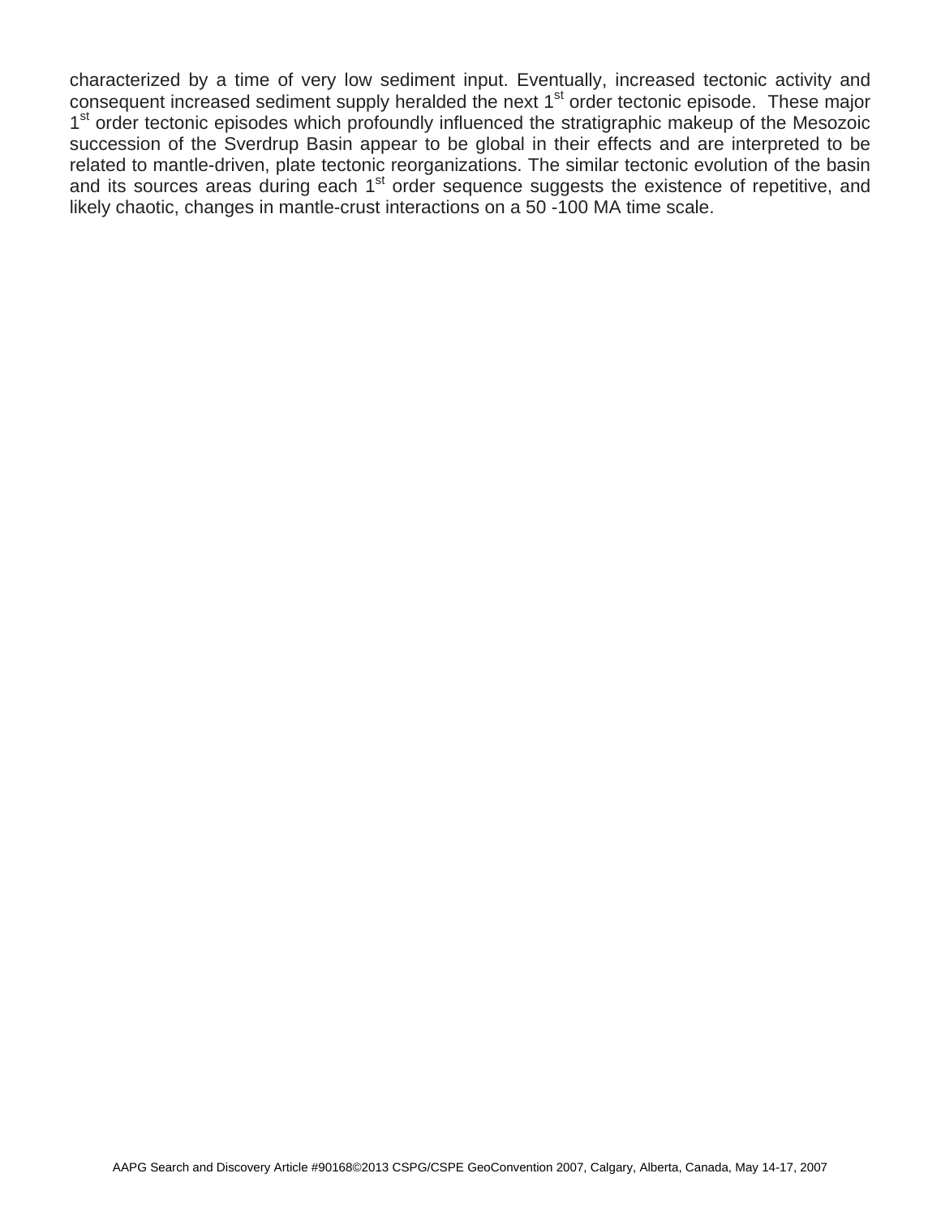characterized by a time of very low sediment input. Eventually, increased tectonic activity and consequent increased sediment supply heralded the next 1$^{st}$ order tectonic episode. These major 1$^{st}$ order tectonic episodes which profoundly influenced the stratigraphic makeup of the Mesozoic succession of the Sverdrup Basin appear to be global in their effects and are interpreted to be related to mantle-driven, plate tectonic reorganizations. The similar tectonic evolution of the basin and its sources areas during each 1$^{st}$ order sequence suggests the existence of repetitive, and likely chaotic, changes in mantle-crust interactions on a 50 -100 MA time scale.